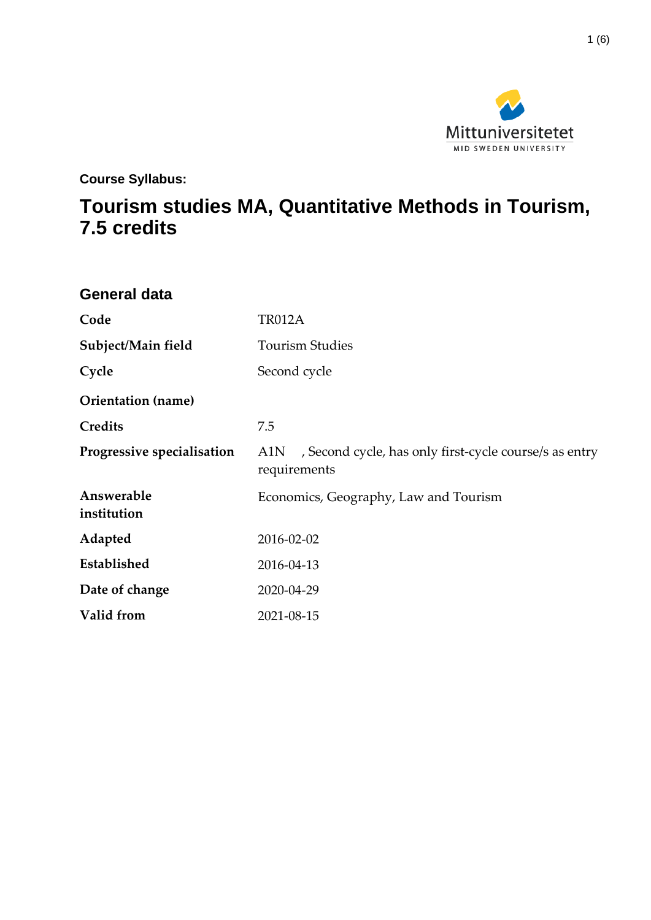**Course Syllabus:**

# Tourism studies MA, Quantitative Methods in Tourism, 7.5 credits

## General data

| | |
|---|---|
| **Code** | TR012A |
| **Subject/Main field** | Tourism Studies |
| **Cycle** | Second cycle |
| **Orientation (name)** | |
| **Credits** | 7.5 |
| **Progressive specialisation** | A1N , Second cycle, has only first-cycle course/s as entry requirements |
| **Answerable institution** | Economics, Geography, Law and Tourism |
| **Adapted** | 2016-02-02 |
| **Established** | 2016-04-13 |
| **Date of change** | 2020-04-29 |
| **Valid from** | 2021-08-15 |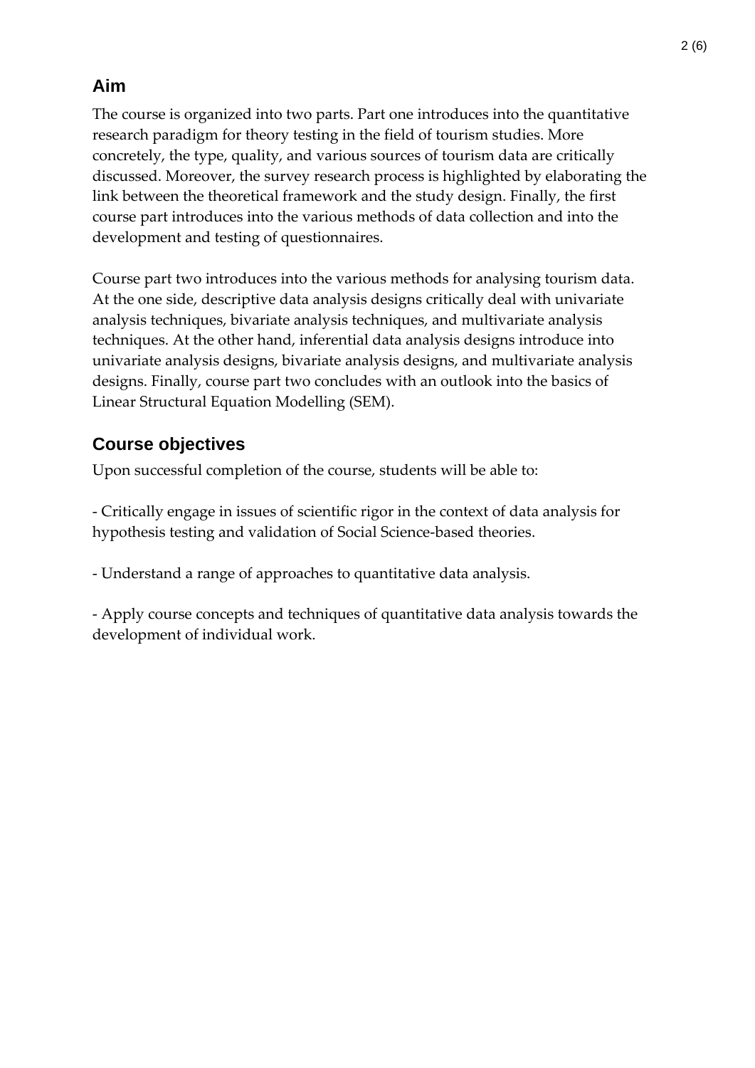## Aim

The course is organized into two parts. Part one introduces into the quantitative research paradigm for theory testing in the field of tourism studies. More concretely, the type, quality, and various sources of tourism data are critically discussed. Moreover, the survey research process is highlighted by elaborating the link between the theoretical framework and the study design. Finally, the first course part introduces into the various methods of data collection and into the development and testing of questionnaires.

Course part two introduces into the various methods for analysing tourism data. At the one side, descriptive data analysis designs critically deal with univariate analysis techniques, bivariate analysis techniques, and multivariate analysis techniques. At the other hand, inferential data analysis designs introduce into univariate analysis designs, bivariate analysis designs, and multivariate analysis designs. Finally, course part two concludes with an outlook into the basics of Linear Structural Equation Modelling (SEM).

## Course objectives

Upon successful completion of the course, students will be able to:

- Critically engage in issues of scientific rigor in the context of data analysis for hypothesis testing and validation of Social Science-based theories.

- Understand a range of approaches to quantitative data analysis.

- Apply course concepts and techniques of quantitative data analysis towards the development of individual work.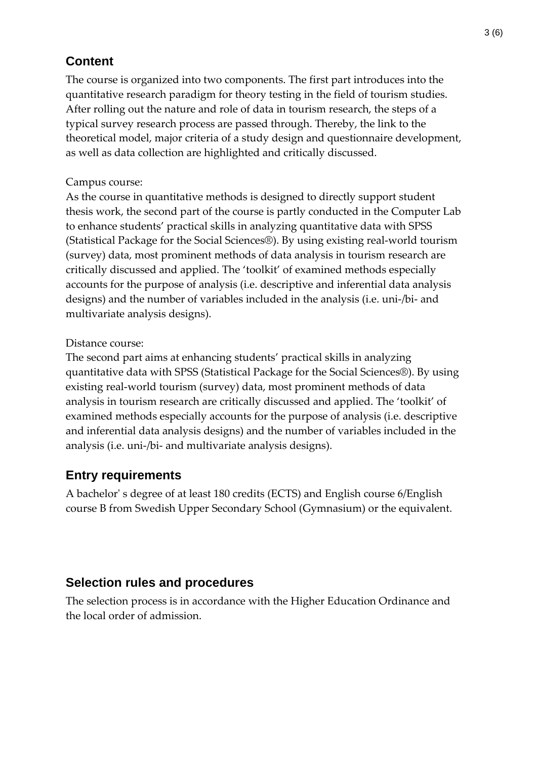## Content

The course is organized into two components. The first part introduces into the quantitative research paradigm for theory testing in the field of tourism studies. After rolling out the nature and role of data in tourism research, the steps of a typical survey research process are passed through. Thereby, the link to the theoretical model, major criteria of a study design and questionnaire development, as well as data collection are highlighted and critically discussed.

Campus course:
As the course in quantitative methods is designed to directly support student thesis work, the second part of the course is partly conducted in the Computer Lab to enhance students' practical skills in analyzing quantitative data with SPSS (Statistical Package for the Social Sciences®). By using existing real-world tourism (survey) data, most prominent methods of data analysis in tourism research are critically discussed and applied. The 'toolkit' of examined methods especially accounts for the purpose of analysis (i.e. descriptive and inferential data analysis designs) and the number of variables included in the analysis (i.e. uni-/bi- and multivariate analysis designs).

Distance course:
The second part aims at enhancing students' practical skills in analyzing quantitative data with SPSS (Statistical Package for the Social Sciences®). By using existing real-world tourism (survey) data, most prominent methods of data analysis in tourism research are critically discussed and applied. The 'toolkit' of examined methods especially accounts for the purpose of analysis (i.e. descriptive and inferential data analysis designs) and the number of variables included in the analysis (i.e. uni-/bi- and multivariate analysis designs).

## Entry requirements

A bachelor' s degree of at least 180 credits (ECTS) and English course 6/English course B from Swedish Upper Secondary School (Gymnasium) or the equivalent.

## Selection rules and procedures

The selection process is in accordance with the Higher Education Ordinance and the local order of admission.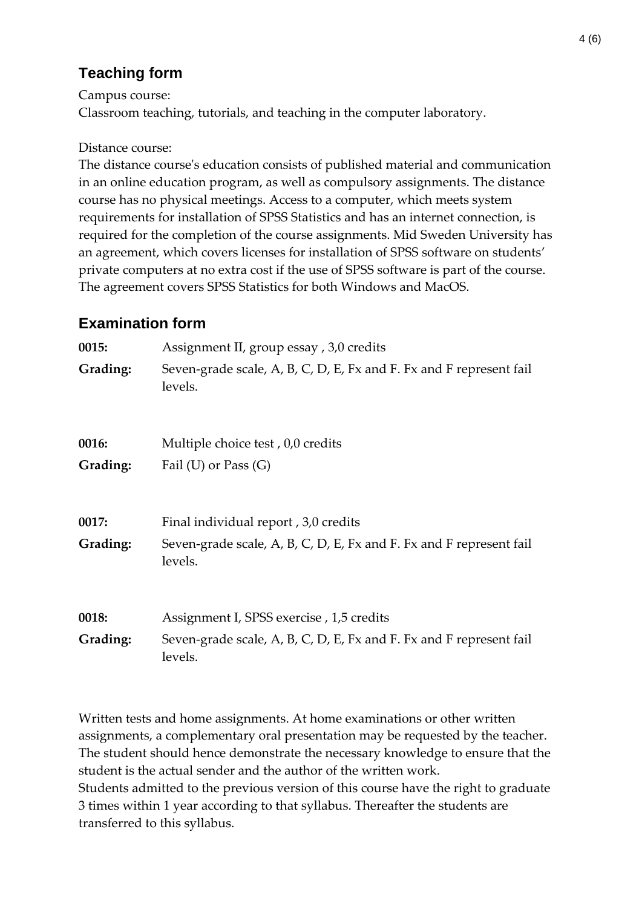## Teaching form

Campus course:
Classroom teaching, tutorials, and teaching in the computer laboratory.

Distance course:
The distance course's education consists of published material and communication in an online education program, as well as compulsory assignments. The distance course has no physical meetings. Access to a computer, which meets system requirements for installation of SPSS Statistics and has an internet connection, is required for the completion of the course assignments. Mid Sweden University has an agreement, which covers licenses for installation of SPSS software on students' private computers at no extra cost if the use of SPSS software is part of the course. The agreement covers SPSS Statistics for both Windows and MacOS.

## Examination form

**0015:** Assignment II, group essay , 3,0 credits
**Grading:** Seven-grade scale, A, B, C, D, E, Fx and F. Fx and F represent fail levels.

**0016:** Multiple choice test , 0,0 credits
**Grading:** Fail (U) or Pass (G)

**0017:** Final individual report , 3,0 credits
**Grading:** Seven-grade scale, A, B, C, D, E, Fx and F. Fx and F represent fail levels.

**0018:** Assignment I, SPSS exercise , 1,5 credits
**Grading:** Seven-grade scale, A, B, C, D, E, Fx and F. Fx and F represent fail levels.

Written tests and home assignments. At home examinations or other written assignments, a complementary oral presentation may be requested by the teacher. The student should hence demonstrate the necessary knowledge to ensure that the student is the actual sender and the author of the written work.
Students admitted to the previous version of this course have the right to graduate 3 times within 1 year according to that syllabus. Thereafter the students are transferred to this syllabus.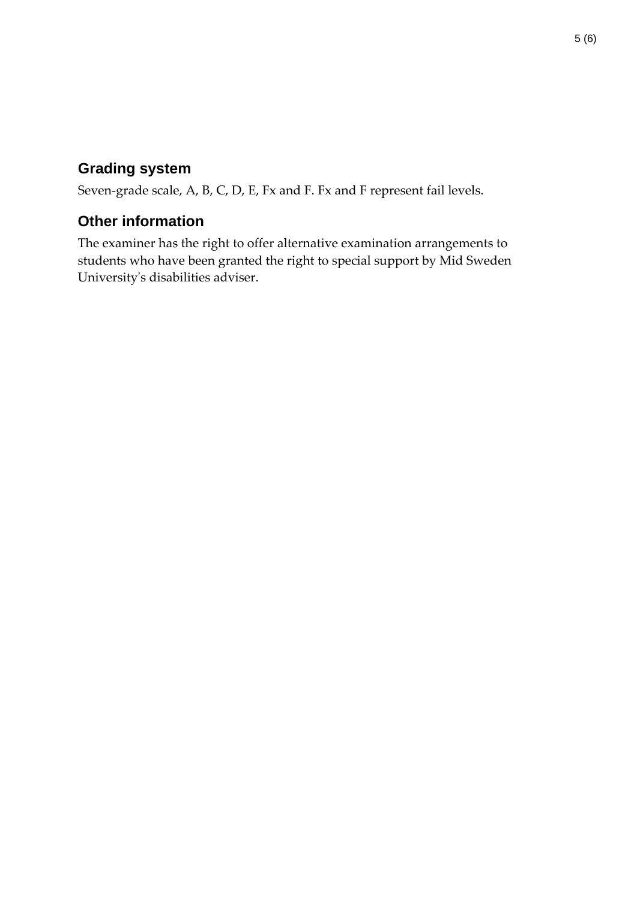## Grading system

Seven-grade scale, A, B, C, D, E, Fx and F. Fx and F represent fail levels.

## Other information

The examiner has the right to offer alternative examination arrangements to students who have been granted the right to special support by Mid Sweden University's disabilities adviser.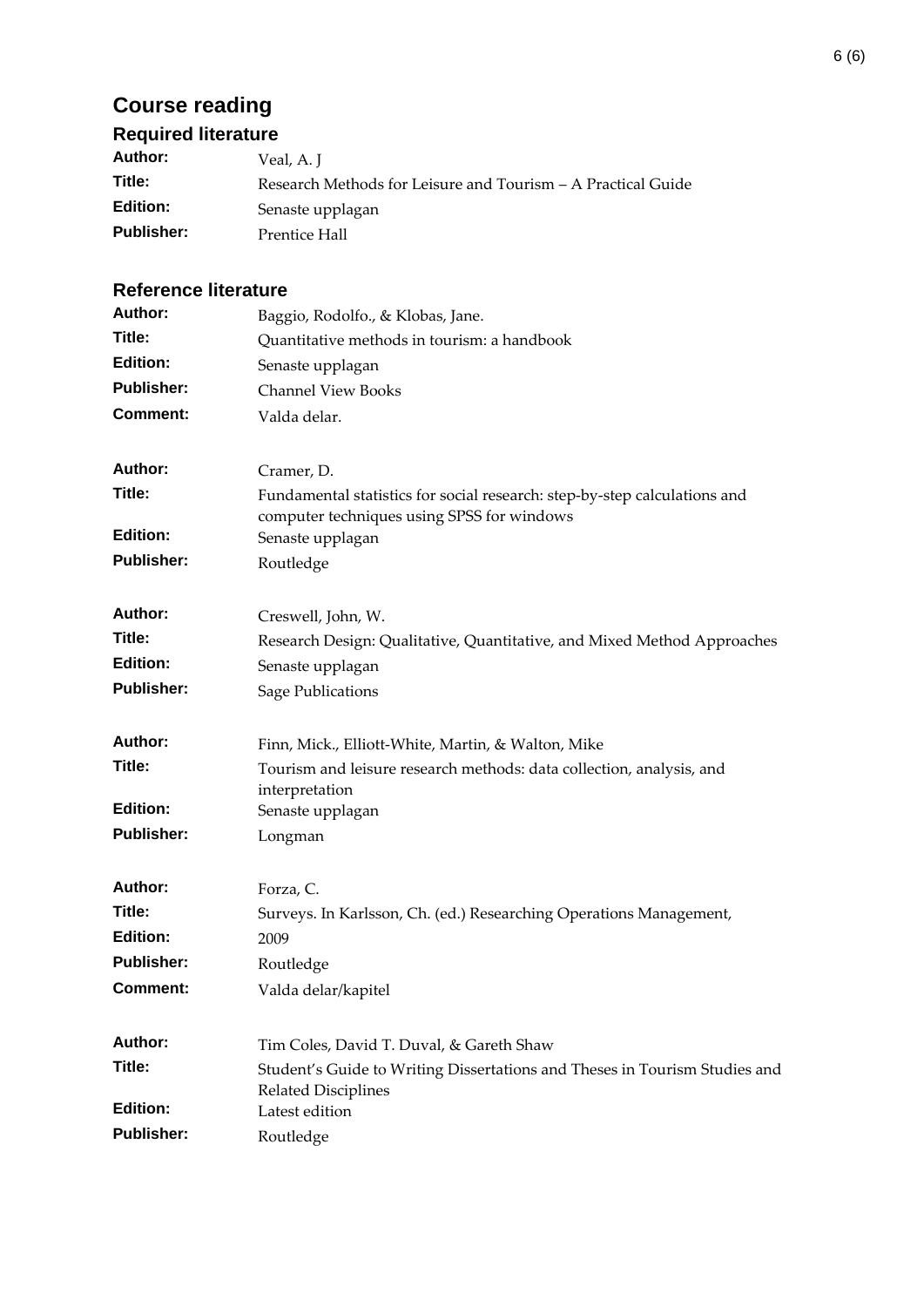# Course reading

## Required literature

| | |
|---|---|
| **Author:** | Veal, A. J |
| **Title:** | Research Methods for Leisure and Tourism – A Practical Guide |
| **Edition:** | Senaste upplagan |
| **Publisher:** | Prentice Hall |

## Reference literature

| | |
|---|---|
| **Author:** | Baggio, Rodolfo., & Klobas, Jane. |
| **Title:** | Quantitative methods in tourism: a handbook |
| **Edition:** | Senaste upplagan |
| **Publisher:** | Channel View Books |
| **Comment:** | Valda delar. |

| | |
|---|---|
| **Author:** | Cramer, D. |
| **Title:** | Fundamental statistics for social research: step-by-step calculations and computer techniques using SPSS for windows |
| **Edition:** | Senaste upplagan |
| **Publisher:** | Routledge |

| | |
|---|---|
| **Author:** | Creswell, John, W. |
| **Title:** | Research Design: Qualitative, Quantitative, and Mixed Method Approaches |
| **Edition:** | Senaste upplagan |
| **Publisher:** | Sage Publications |

| | |
|---|---|
| **Author:** | Finn, Mick., Elliott-White, Martin, & Walton, Mike |
| **Title:** | Tourism and leisure research methods: data collection, analysis, and interpretation |
| **Edition:** | Senaste upplagan |
| **Publisher:** | Longman |

| | |
|---|---|
| **Author:** | Forza, C. |
| **Title:** | Surveys. In Karlsson, Ch. (ed.) Researching Operations Management, |
| **Edition:** | 2009 |
| **Publisher:** | Routledge |
| **Comment:** | Valda delar/kapitel |

| | |
|---|---|
| **Author:** | Tim Coles, David T. Duval, & Gareth Shaw |
| **Title:** | Student's Guide to Writing Dissertations and Theses in Tourism Studies and Related Disciplines |
| **Edition:** | Latest edition |
| **Publisher:** | Routledge |